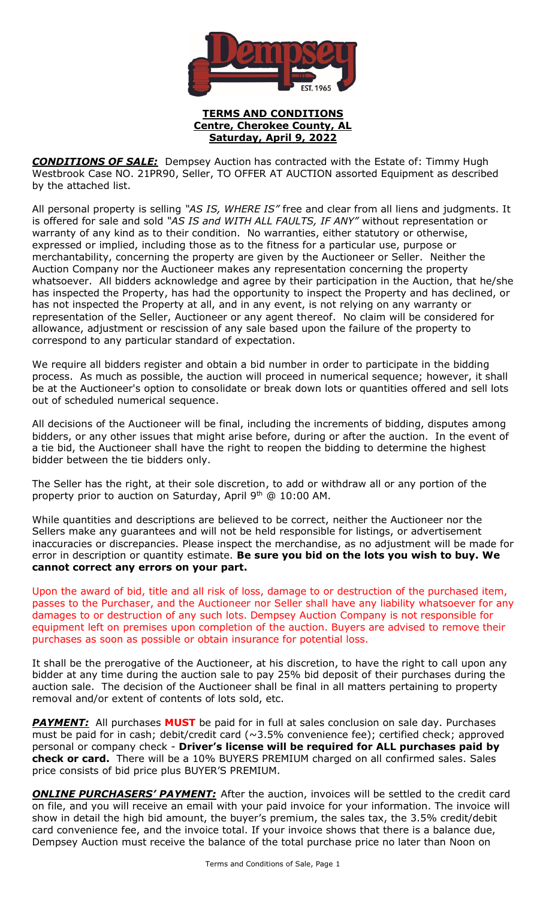**TERMS AND CONDITIONS**
**Centre, Cherokee County, AL**
**Saturday, April 9, 2022**

***CONDITIONS OF SALE:*** Dempsey Auction has contracted with the Estate of: Timmy Hugh Westbrook Case NO. 21PR90, Seller, TO OFFER AT AUCTION assorted Equipment as described by the attached list.

All personal property is selling *"AS IS, WHERE IS"* free and clear from all liens and judgments. It is offered for sale and sold *"AS IS and WITH ALL FAULTS, IF ANY"* without representation or warranty of any kind as to their condition. No warranties, either statutory or otherwise, expressed or implied, including those as to the fitness for a particular use, purpose or merchantability, concerning the property are given by the Auctioneer or Seller. Neither the Auction Company nor the Auctioneer makes any representation concerning the property whatsoever. All bidders acknowledge and agree by their participation in the Auction, that he/she has inspected the Property, has had the opportunity to inspect the Property and has declined, or has not inspected the Property at all, and in any event, is not relying on any warranty or representation of the Seller, Auctioneer or any agent thereof. No claim will be considered for allowance, adjustment or rescission of any sale based upon the failure of the property to correspond to any particular standard of expectation.

We require all bidders register and obtain a bid number in order to participate in the bidding process. As much as possible, the auction will proceed in numerical sequence; however, it shall be at the Auctioneer's option to consolidate or break down lots or quantities offered and sell lots out of scheduled numerical sequence.

All decisions of the Auctioneer will be final, including the increments of bidding, disputes among bidders, or any other issues that might arise before, during or after the auction. In the event of a tie bid, the Auctioneer shall have the right to reopen the bidding to determine the highest bidder between the tie bidders only.

The Seller has the right, at their sole discretion, to add or withdraw all or any portion of the property prior to auction on Saturday, April 9th @ 10:00 AM.

While quantities and descriptions are believed to be correct, neither the Auctioneer nor the Sellers make any guarantees and will not be held responsible for listings, or advertisement inaccuracies or discrepancies. Please inspect the merchandise, as no adjustment will be made for error in description or quantity estimate. **Be sure you bid on the lots you wish to buy. We cannot correct any errors on your part.**

Upon the award of bid, title and all risk of loss, damage to or destruction of the purchased item, passes to the Purchaser, and the Auctioneer nor Seller shall have any liability whatsoever for any damages to or destruction of any such lots. Dempsey Auction Company is not responsible for equipment left on premises upon completion of the auction. Buyers are advised to remove their purchases as soon as possible or obtain insurance for potential loss.

It shall be the prerogative of the Auctioneer, at his discretion, to have the right to call upon any bidder at any time during the auction sale to pay 25% bid deposit of their purchases during the auction sale. The decision of the Auctioneer shall be final in all matters pertaining to property removal and/or extent of contents of lots sold, etc.

***PAYMENT:*** All purchases **MUST** be paid for in full at sales conclusion on sale day. Purchases must be paid for in cash; debit/credit card (~3.5% convenience fee); certified check; approved personal or company check - **Driver's license will be required for ALL purchases paid by check or card.** There will be a 10% BUYERS PREMIUM charged on all confirmed sales. Sales price consists of bid price plus BUYER'S PREMIUM.

***ONLINE PURCHASERS' PAYMENT:*** After the auction, invoices will be settled to the credit card on file, and you will receive an email with your paid invoice for your information. The invoice will show in detail the high bid amount, the buyer's premium, the sales tax, the 3.5% credit/debit card convenience fee, and the invoice total. If your invoice shows that there is a balance due, Dempsey Auction must receive the balance of the total purchase price no later than Noon on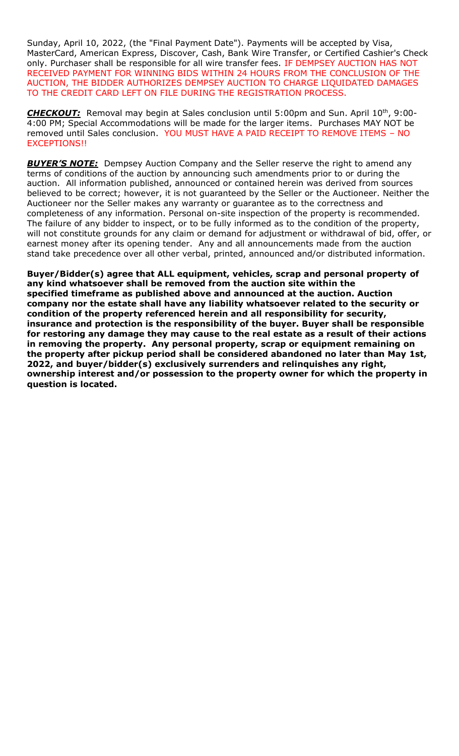Sunday, April 10, 2022, (the "Final Payment Date"). Payments will be accepted by Visa, MasterCard, American Express, Discover, Cash, Bank Wire Transfer, or Certified Cashier's Check only. Purchaser shall be responsible for all wire transfer fees. IF DEMPSEY AUCTION HAS NOT RECEIVED PAYMENT FOR WINNING BIDS WITHIN 24 HOURS FROM THE CONCLUSION OF THE AUCTION, THE BIDDER AUTHORIZES DEMPSEY AUCTION TO CHARGE LIQUIDATED DAMAGES TO THE CREDIT CARD LEFT ON FILE DURING THE REGISTRATION PROCESS.

***CHECKOUT:*** Removal may begin at Sales conclusion until 5:00pm and Sun. April 10th, 9:00-4:00 PM; Special Accommodations will be made for the larger items. Purchases MAY NOT be removed until Sales conclusion. YOU MUST HAVE A PAID RECEIPT TO REMOVE ITEMS – NO EXCEPTIONS!!

***BUYER'S NOTE:*** Dempsey Auction Company and the Seller reserve the right to amend any terms of conditions of the auction by announcing such amendments prior to or during the auction. All information published, announced or contained herein was derived from sources believed to be correct; however, it is not guaranteed by the Seller or the Auctioneer. Neither the Auctioneer nor the Seller makes any warranty or guarantee as to the correctness and completeness of any information. Personal on-site inspection of the property is recommended. The failure of any bidder to inspect, or to be fully informed as to the condition of the property, will not constitute grounds for any claim or demand for adjustment or withdrawal of bid, offer, or earnest money after its opening tender. Any and all announcements made from the auction stand take precedence over all other verbal, printed, announced and/or distributed information.

**Buyer/Bidder(s) agree that ALL equipment, vehicles, scrap and personal property of any kind whatsoever shall be removed from the auction site within the specified timeframe as published above and announced at the auction. Auction company nor the estate shall have any liability whatsoever related to the security or condition of the property referenced herein and all responsibility for security, insurance and protection is the responsibility of the buyer. Buyer shall be responsible for restoring any damage they may cause to the real estate as a result of their actions in removing the property. Any personal property, scrap or equipment remaining on the property after pickup period shall be considered abandoned no later than May 1st, 2022, and buyer/bidder(s) exclusively surrenders and relinquishes any right, ownership interest and/or possession to the property owner for which the property in question is located.**